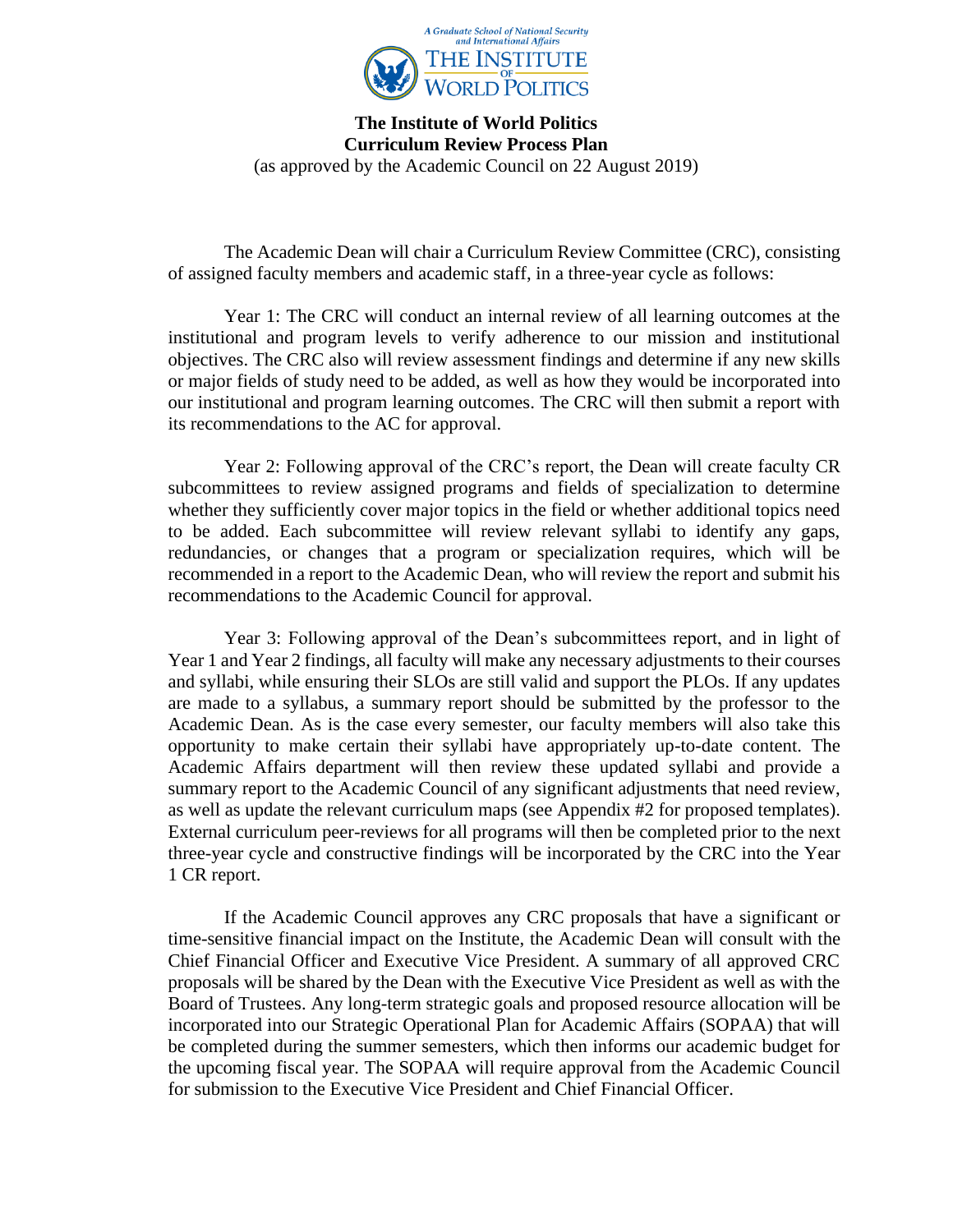# The Institute of World Politics
## Curriculum Review Process Plan

(as approved by the Academic Council on 22 August 2019)

The Academic Dean will chair a Curriculum Review Committee (CRC), consisting of assigned faculty members and academic staff, in a three-year cycle as follows:

Year 1: The CRC will conduct an internal review of all learning outcomes at the institutional and program levels to verify adherence to our mission and institutional objectives. The CRC also will review assessment findings and determine if any new skills or major fields of study need to be added, as well as how they would be incorporated into our institutional and program learning outcomes. The CRC will then submit a report with its recommendations to the AC for approval.

Year 2: Following approval of the CRC's report, the Dean will create faculty CR subcommittees to review assigned programs and fields of specialization to determine whether they sufficiently cover major topics in the field or whether additional topics need to be added. Each subcommittee will review relevant syllabi to identify any gaps, redundancies, or changes that a program or specialization requires, which will be recommended in a report to the Academic Dean, who will review the report and submit his recommendations to the Academic Council for approval.

Year 3: Following approval of the Dean's subcommittees report, and in light of Year 1 and Year 2 findings, all faculty will make any necessary adjustments to their courses and syllabi, while ensuring their SLOs are still valid and support the PLOs. If any updates are made to a syllabus, a summary report should be submitted by the professor to the Academic Dean. As is the case every semester, our faculty members will also take this opportunity to make certain their syllabi have appropriately up-to-date content. The Academic Affairs department will then review these updated syllabi and provide a summary report to the Academic Council of any significant adjustments that need review, as well as update the relevant curriculum maps (see Appendix #2 for proposed templates). External curriculum peer-reviews for all programs will then be completed prior to the next three-year cycle and constructive findings will be incorporated by the CRC into the Year 1 CR report.

If the Academic Council approves any CRC proposals that have a significant or time-sensitive financial impact on the Institute, the Academic Dean will consult with the Chief Financial Officer and Executive Vice President. A summary of all approved CRC proposals will be shared by the Dean with the Executive Vice President as well as with the Board of Trustees. Any long-term strategic goals and proposed resource allocation will be incorporated into our Strategic Operational Plan for Academic Affairs (SOPAA) that will be completed during the summer semesters, which then informs our academic budget for the upcoming fiscal year. The SOPAA will require approval from the Academic Council for submission to the Executive Vice President and Chief Financial Officer.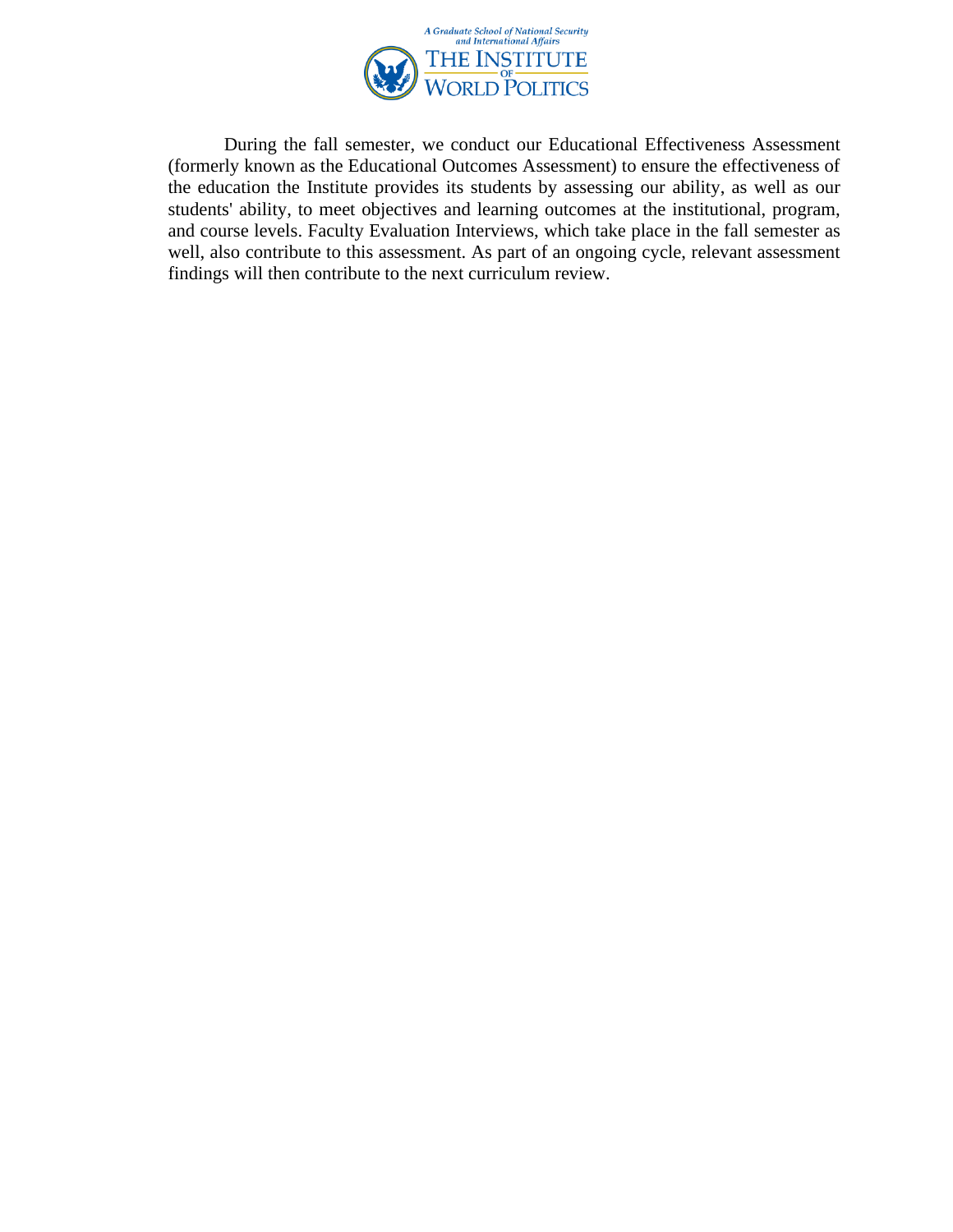During the fall semester, we conduct our Educational Effectiveness Assessment (formerly known as the Educational Outcomes Assessment) to ensure the effectiveness of the education the Institute provides its students by assessing our ability, as well as our students' ability, to meet objectives and learning outcomes at the institutional, program, and course levels. Faculty Evaluation Interviews, which take place in the fall semester as well, also contribute to this assessment. As part of an ongoing cycle, relevant assessment findings will then contribute to the next curriculum review.